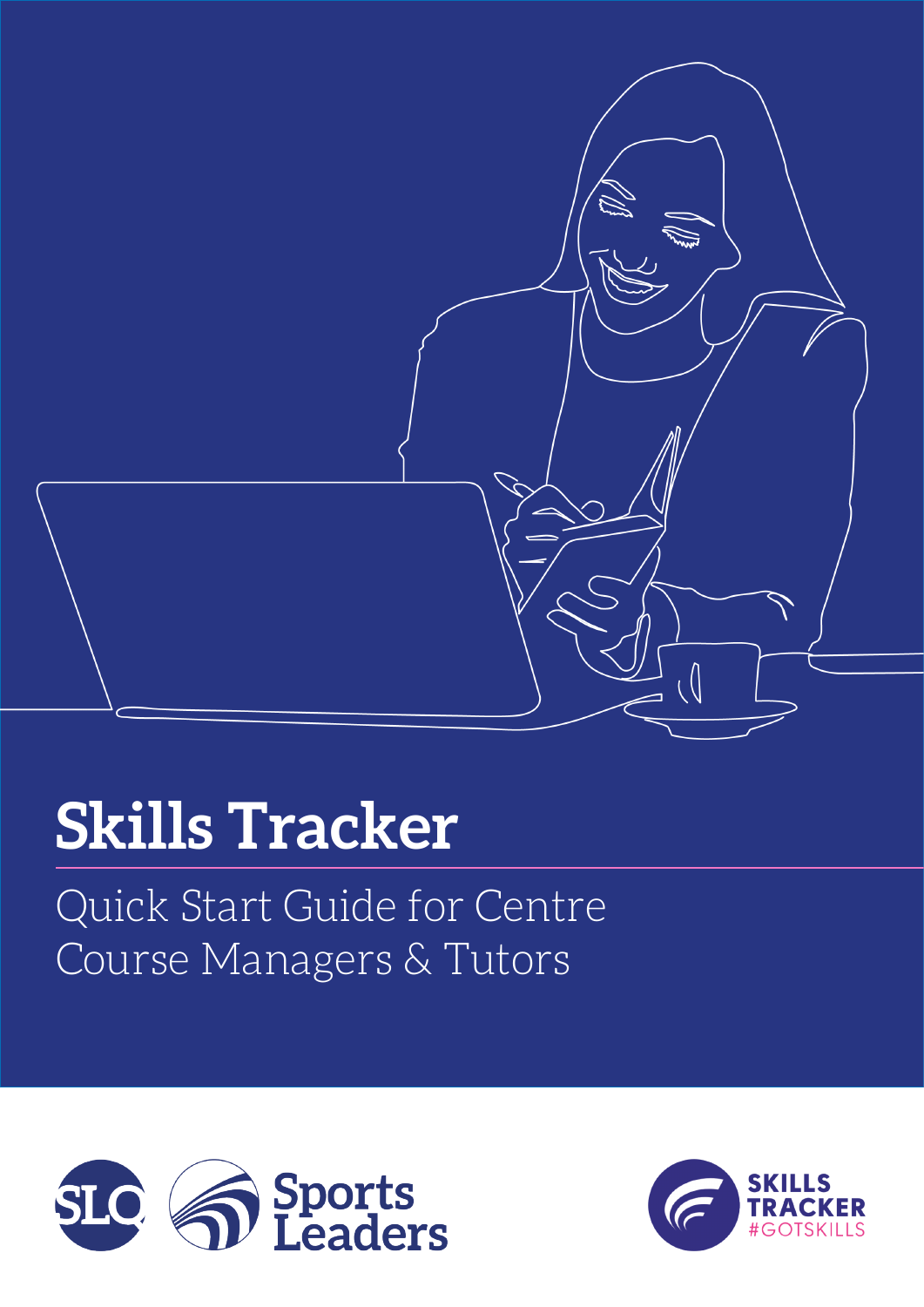# Skills Tracker

Quick Start Guide for Centre Course Managers & Tutors

SLQ Sports Leaders

SKILLS TRACKER #GOTSKILLS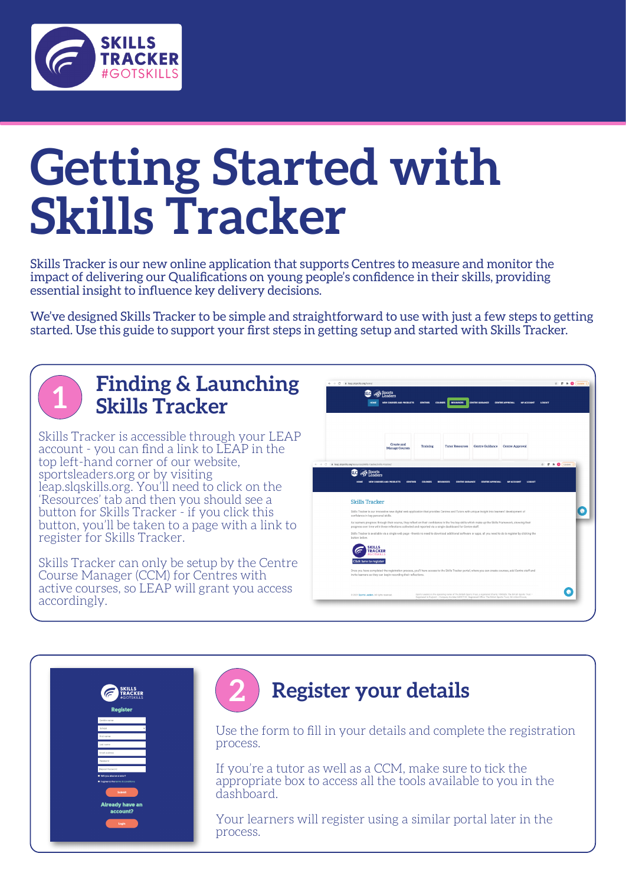# Getting Started with Skills Tracker

Skills Tracker is our new online application that supports Centres to measure and monitor the impact of delivering our Qualifications on young people's confidence in their skills, providing essential insight to influence key delivery decisions.

We've designed Skills Tracker to be simple and straightforward to use with just a few steps to getting started. Use this guide to support your first steps in getting setup and started with Skills Tracker.

## 1 Finding & Launching Skills Tracker

Skills Tracker is accessible through your LEAP account - you can find a link to LEAP in the top left-hand corner of our website, sportsleaders.org or by visiting leap.slqskills.org. You'll need to click on the 'Resources' tab and then you should see a button for Skills Tracker - if you click this button, you'll be taken to a page with a link to register for Skills Tracker.

Skills Tracker can only be setup by the Centre Course Manager (CCM) for Centres with active courses, so LEAP will grant you access accordingly.

## 2 Register your details

Use the form to fill in your details and complete the registration process.

If you're a tutor as well as a CCM, make sure to tick the appropriate box to access all the tools available to you in the dashboard.

Your learners will register using a similar portal later in the process.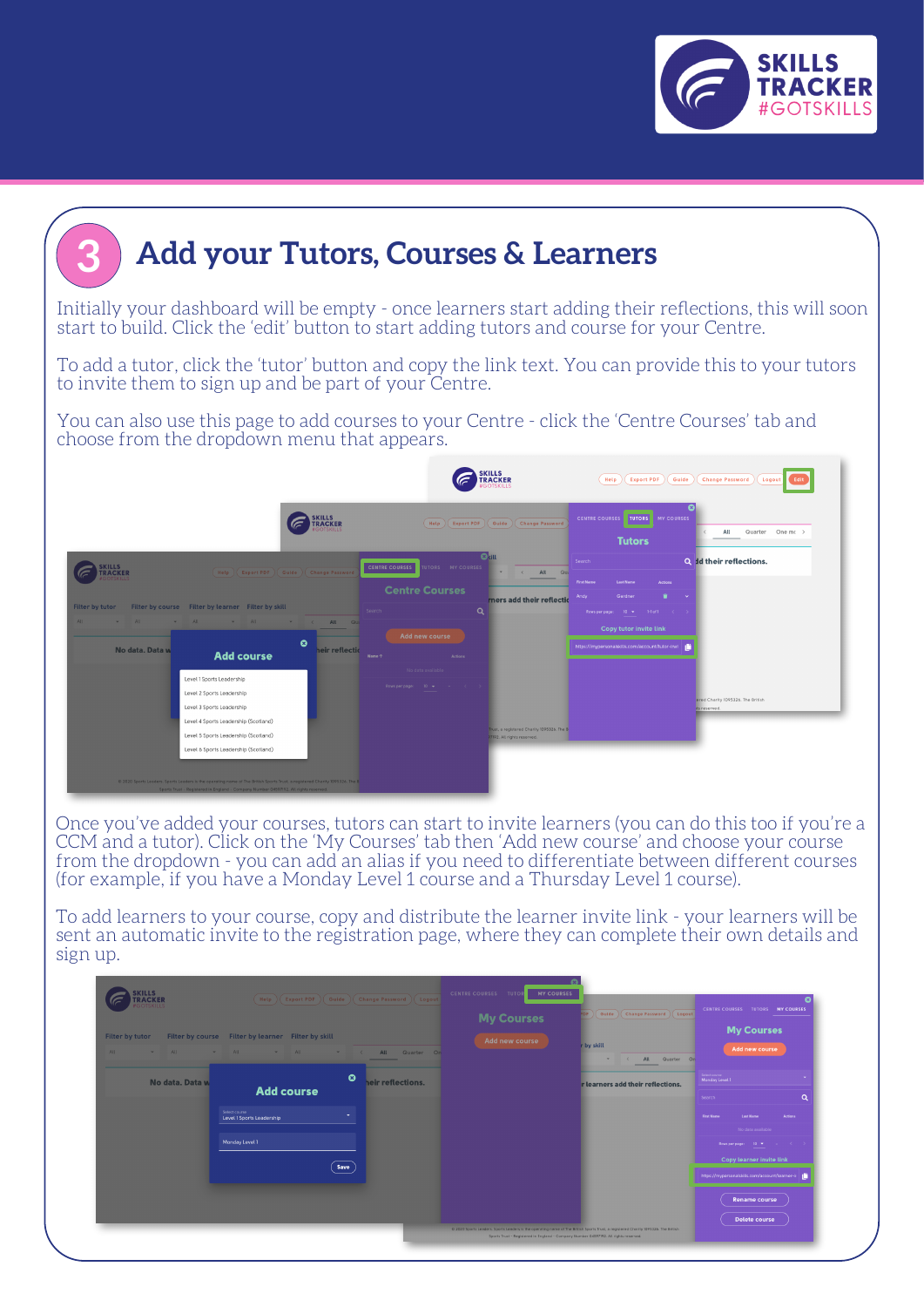# 3 Add your Tutors, Courses & Learners

Initially your dashboard will be empty - once learners start adding their reflections, this will soon start to build. Click the 'edit' button to start adding tutors and course for your Centre.

To add a tutor, click the 'tutor' button and copy the link text. You can provide this to your tutors to invite them to sign up and be part of your Centre.

You can also use this page to add courses to your Centre - click the 'Centre Courses' tab and choose from the dropdown menu that appears.

Once you've added your courses, tutors can start to invite learners (you can do this too if you're a CCM and a tutor). Click on the 'My Courses' tab then 'Add new course' and choose your course from the dropdown - you can add an alias if you need to differentiate between different courses (for example, if you have a Monday Level 1 course and a Thursday Level 1 course).

To add learners to your course, copy and distribute the learner invite link - your learners will be sent an automatic invite to the registration page, where they can complete their own details and sign up.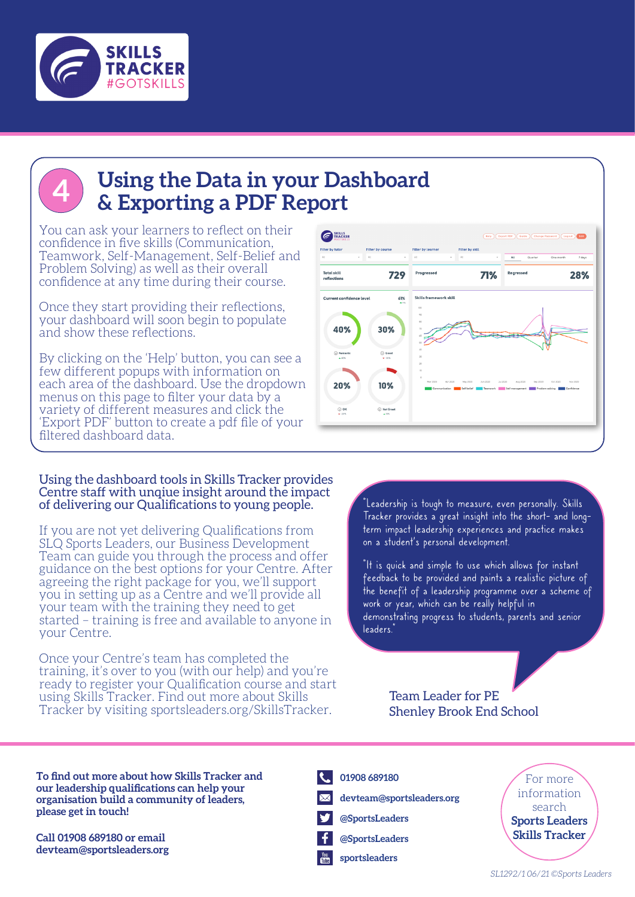SKILLS TRACKER #GOTSKILLS

# 4 Using the Data in your Dashboard & Exporting a PDF Report

You can ask your learners to reflect on their confidence in five skills (Communication, Teamwork, Self-Management, Self-Belief and Problem Solving) as well as their overall confidence at any time during their course.

Once they start providing their reflections, your dashboard will soon begin to populate and show these reflections.

By clicking on the 'Help' button, you can see a few different popups with information on each area of the dashboard. Use the dropdown menus on this page to filter your data by a variety of different measures and click the 'Export PDF' button to create a pdf file of your filtered dashboard data.

**Using the dashboard tools in Skills Tracker provides Centre staff with unqiue insight around the impact of delivering our Qualifications to young people.**

If you are not yet delivering Qualifications from SLQ Sports Leaders, our Business Development Team can guide you through the process and offer guidance on the best options for your Centre. After agreeing the right package for you, we'll support you in setting up as a Centre and we'll provide all your team with the training they need to get started – training is free and available to anyone in your Centre.

Once your Centre's team has completed the training, it's over to you (with our help) and you're ready to register your Qualification course and start using Skills Tracker. Find out more about Skills Tracker by visiting sportsleaders.org/SkillsTracker.

"Leadership is tough to measure, even personally. Skills Tracker provides a great insight into the short- and long-term impact leadership experiences and practice makes on a student's personal development.

"It is quick and simple to use which allows for instant feedback to be provided and paints a realistic picture of the benefit of a leadership programme over a scheme of work or year, which can be really helpful in demonstrating progress to students, parents and senior leaders."

Team Leader for PE
Shenley Brook End School

**To find out more about how Skills Tracker and our leadership qualifications can help your organisation build a community of leaders, please get in touch!**

**Call 01908 689180 or email devteam@sportsleaders.org**

**01908 689180**
**devteam@sportsleaders.org**
**@SportsLeaders**
**@SportsLeaders**
**sportsleaders**

For more information search **Sports Leaders Skills Tracker**

*SL1292/1 06/21 ©Sports Leaders*